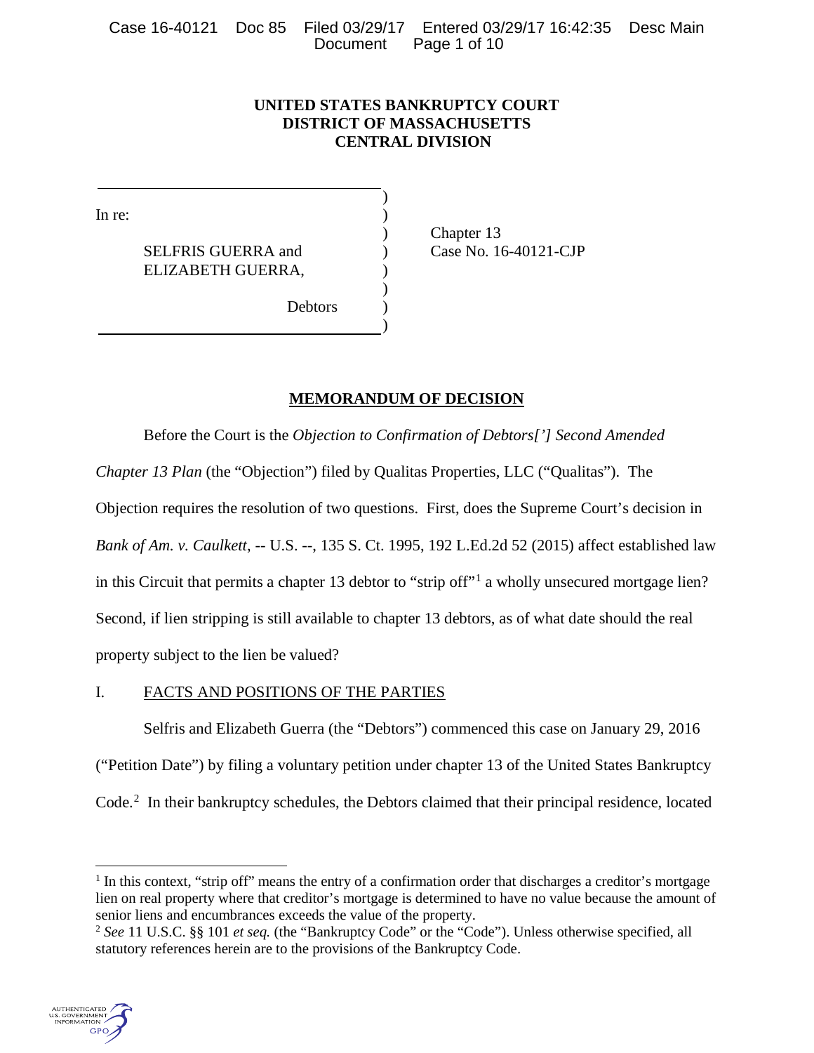**UNITED STATES BANKRUPTCY COURT**
**DISTRICT OF MASSACHUSETTS**
**CENTRAL DIVISION**

| | |
|---|---|
| In re:<br><br>SELFRIS GUERRA and<br>ELIZABETH GUERRA,<br><br>Debtors | Chapter 13<br>Case No. 16-40121-CJP |

## MEMORANDUM OF DECISION

Before the Court is the *Objection to Confirmation of Debtors['] Second Amended Chapter 13 Plan* (the "Objection") filed by Qualitas Properties, LLC ("Qualitas"). The Objection requires the resolution of two questions. First, does the Supreme Court's decision in *Bank of Am. v. Caulkett*, -- U.S. --, 135 S. Ct. 1995, 192 L.Ed.2d 52 (2015) affect established law in this Circuit that permits a chapter 13 debtor to "strip off"[1] a wholly unsecured mortgage lien? Second, if lien stripping is still available to chapter 13 debtors, as of what date should the real property subject to the lien be valued?

I. FACTS AND POSITIONS OF THE PARTIES

Selfris and Elizabeth Guerra (the "Debtors") commenced this case on January 29, 2016 ("Petition Date") by filing a voluntary petition under chapter 13 of the United States Bankruptcy Code.[2] In their bankruptcy schedules, the Debtors claimed that their principal residence, located

---

[1] In this context, "strip off" means the entry of a confirmation order that discharges a creditor's mortgage lien on real property where that creditor's mortgage is determined to have no value because the amount of senior liens and encumbrances exceeds the value of the property.

[2] *See* 11 U.S.C. §§ 101 *et seq.* (the "Bankruptcy Code" or the "Code"). Unless otherwise specified, all statutory references herein are to the provisions of the Bankruptcy Code.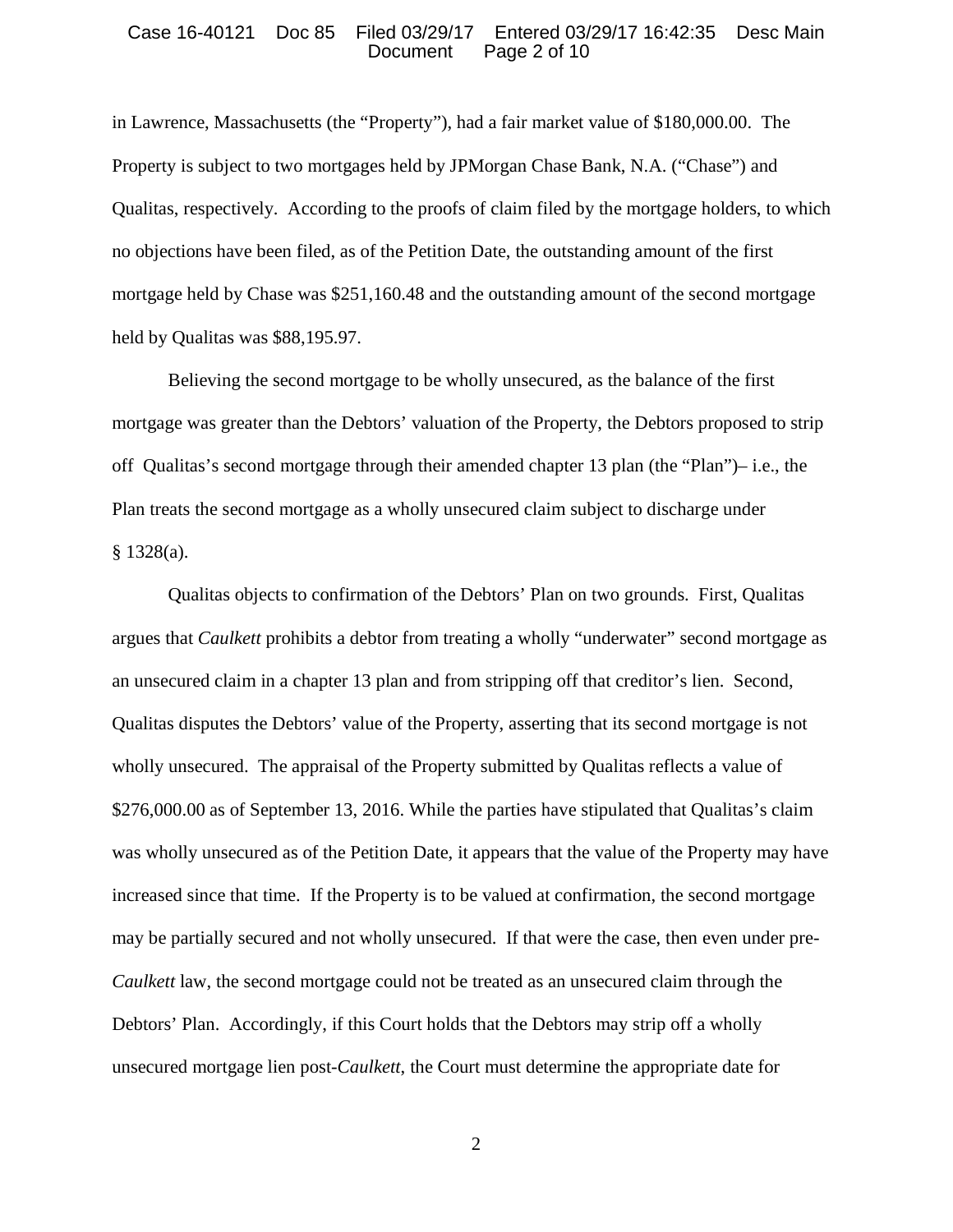in Lawrence, Massachusetts (the "Property"), had a fair market value of $180,000.00. The Property is subject to two mortgages held by JPMorgan Chase Bank, N.A. ("Chase") and Qualitas, respectively. According to the proofs of claim filed by the mortgage holders, to which no objections have been filed, as of the Petition Date, the outstanding amount of the first mortgage held by Chase was $251,160.48 and the outstanding amount of the second mortgage held by Qualitas was $88,195.97.

Believing the second mortgage to be wholly unsecured, as the balance of the first mortgage was greater than the Debtors' valuation of the Property, the Debtors proposed to strip off Qualitas's second mortgage through their amended chapter 13 plan (the "Plan")– i.e., the Plan treats the second mortgage as a wholly unsecured claim subject to discharge under § 1328(a).

Qualitas objects to confirmation of the Debtors' Plan on two grounds. First, Qualitas argues that *Caulkett* prohibits a debtor from treating a wholly "underwater" second mortgage as an unsecured claim in a chapter 13 plan and from stripping off that creditor's lien. Second, Qualitas disputes the Debtors' value of the Property, asserting that its second mortgage is not wholly unsecured. The appraisal of the Property submitted by Qualitas reflects a value of $276,000.00 as of September 13, 2016. While the parties have stipulated that Qualitas's claim was wholly unsecured as of the Petition Date, it appears that the value of the Property may have increased since that time. If the Property is to be valued at confirmation, the second mortgage may be partially secured and not wholly unsecured. If that were the case, then even under pre-*Caulkett* law, the second mortgage could not be treated as an unsecured claim through the Debtors' Plan. Accordingly, if this Court holds that the Debtors may strip off a wholly unsecured mortgage lien post-*Caulkett*, the Court must determine the appropriate date for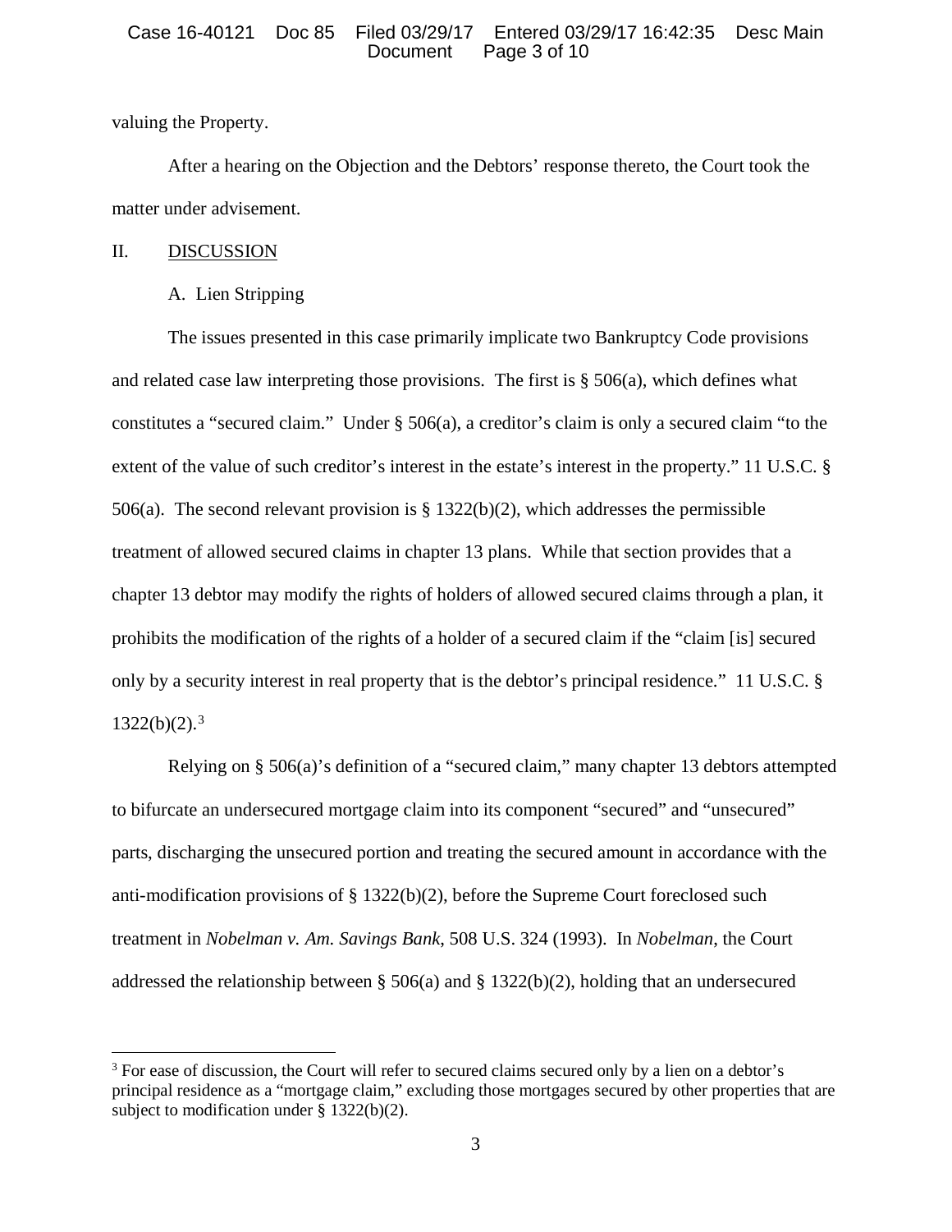valuing the Property.

After a hearing on the Objection and the Debtors' response thereto, the Court took the matter under advisement.

## II. DISCUSSION

### A. Lien Stripping

The issues presented in this case primarily implicate two Bankruptcy Code provisions and related case law interpreting those provisions. The first is § 506(a), which defines what constitutes a "secured claim." Under § 506(a), a creditor's claim is only a secured claim "to the extent of the value of such creditor's interest in the estate's interest in the property." 11 U.S.C. § 506(a). The second relevant provision is § 1322(b)(2), which addresses the permissible treatment of allowed secured claims in chapter 13 plans. While that section provides that a chapter 13 debtor may modify the rights of holders of allowed secured claims through a plan, it prohibits the modification of the rights of a holder of a secured claim if the "claim [is] secured only by a security interest in real property that is the debtor's principal residence." 11 U.S.C. § 1322(b)(2).[3]

Relying on § 506(a)'s definition of a "secured claim," many chapter 13 debtors attempted to bifurcate an undersecured mortgage claim into its component "secured" and "unsecured" parts, discharging the unsecured portion and treating the secured amount in accordance with the anti-modification provisions of § 1322(b)(2), before the Supreme Court foreclosed such treatment in *Nobelman v. Am. Savings Bank*, 508 U.S. 324 (1993). In *Nobelman*, the Court addressed the relationship between § 506(a) and § 1322(b)(2), holding that an undersecured

[3] For ease of discussion, the Court will refer to secured claims secured only by a lien on a debtor's principal residence as a "mortgage claim," excluding those mortgages secured by other properties that are subject to modification under § 1322(b)(2).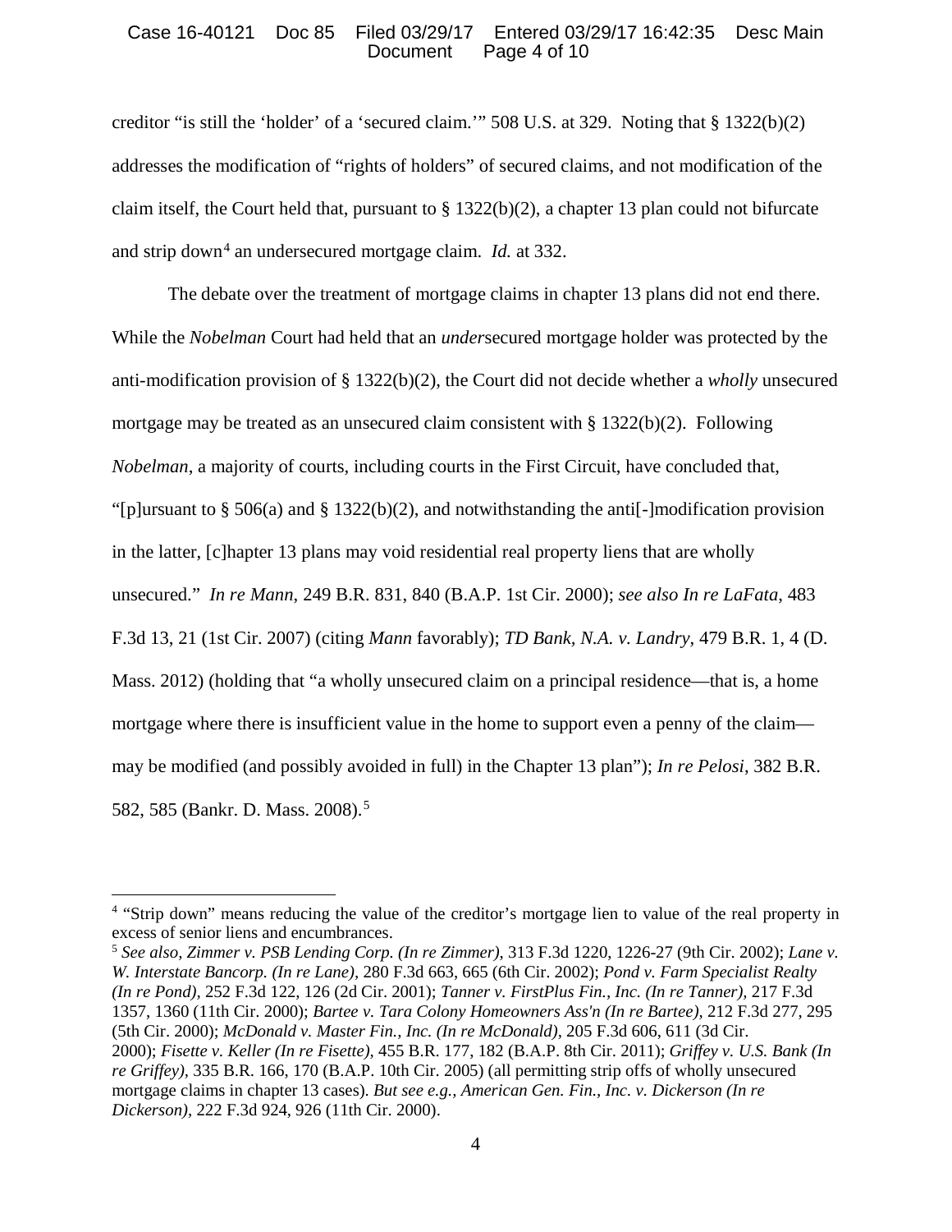creditor "is still the 'holder' of a 'secured claim.'" 508 U.S. at 329. Noting that § 1322(b)(2) addresses the modification of "rights of holders" of secured claims, and not modification of the claim itself, the Court held that, pursuant to § 1322(b)(2), a chapter 13 plan could not bifurcate and strip down[4] an undersecured mortgage claim. *Id.* at 332.

The debate over the treatment of mortgage claims in chapter 13 plans did not end there. While the *Nobelman* Court had held that an *under*secured mortgage holder was protected by the anti-modification provision of § 1322(b)(2), the Court did not decide whether a *wholly* unsecured mortgage may be treated as an unsecured claim consistent with § 1322(b)(2). Following *Nobelman*, a majority of courts, including courts in the First Circuit, have concluded that, "[p]ursuant to § 506(a) and § 1322(b)(2), and notwithstanding the anti[-]modification provision in the latter, [c]hapter 13 plans may void residential real property liens that are wholly unsecured." *In re Mann*, 249 B.R. 831, 840 (B.A.P. 1st Cir. 2000); *see also In re LaFata*, 483 F.3d 13, 21 (1st Cir. 2007) (citing *Mann* favorably); *TD Bank, N.A. v. Landry*, 479 B.R. 1, 4 (D. Mass. 2012) (holding that "a wholly unsecured claim on a principal residence—that is, a home mortgage where there is insufficient value in the home to support even a penny of the claim—may be modified (and possibly avoided in full) in the Chapter 13 plan"); *In re Pelosi*, 382 B.R. 582, 585 (Bankr. D. Mass. 2008).[5]

---

[4] "Strip down" means reducing the value of the creditor's mortgage lien to value of the real property in excess of senior liens and encumbrances.

[5] *See also, Zimmer v. PSB Lending Corp. (In re Zimmer)*, 313 F.3d 1220, 1226-27 (9th Cir. 2002); *Lane v. W. Interstate Bancorp. (In re Lane)*, 280 F.3d 663, 665 (6th Cir. 2002); *Pond v. Farm Specialist Realty (In re Pond)*, 252 F.3d 122, 126 (2d Cir. 2001); *Tanner v. FirstPlus Fin., Inc. (In re Tanner)*, 217 F.3d 1357, 1360 (11th Cir. 2000); *Bartee v. Tara Colony Homeowners Ass'n (In re Bartee)*, 212 F.3d 277, 295 (5th Cir. 2000); *McDonald v. Master Fin., Inc. (In re McDonald)*, 205 F.3d 606, 611 (3d Cir. 2000); *Fisette v. Keller (In re Fisette)*, 455 B.R. 177, 182 (B.A.P. 8th Cir. 2011); *Griffey v. U.S. Bank (In re Griffey)*, 335 B.R. 166, 170 (B.A.P. 10th Cir. 2005) (all permitting strip offs of wholly unsecured mortgage claims in chapter 13 cases). *But see e.g., American Gen. Fin., Inc. v. Dickerson (In re Dickerson)*, 222 F.3d 924, 926 (11th Cir. 2000).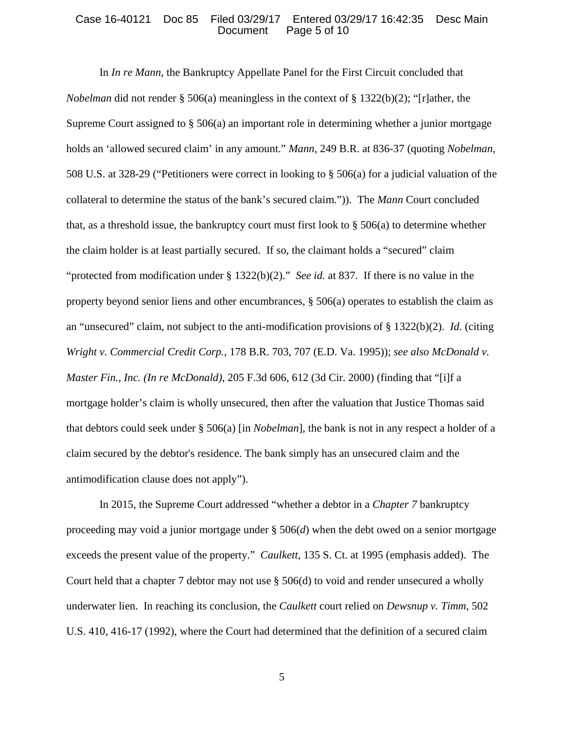In *In re Mann*, the Bankruptcy Appellate Panel for the First Circuit concluded that *Nobelman* did not render § 506(a) meaningless in the context of § 1322(b)(2); "[r]ather, the Supreme Court assigned to § 506(a) an important role in determining whether a junior mortgage holds an 'allowed secured claim' in any amount." *Mann*, 249 B.R. at 836-37 (quoting *Nobelman*, 508 U.S. at 328-29 ("Petitioners were correct in looking to § 506(a) for a judicial valuation of the collateral to determine the status of the bank's secured claim.")). The *Mann* Court concluded that, as a threshold issue, the bankruptcy court must first look to § 506(a) to determine whether the claim holder is at least partially secured. If so, the claimant holds a "secured" claim "protected from modification under § 1322(b)(2)." *See id.* at 837. If there is no value in the property beyond senior liens and other encumbrances, § 506(a) operates to establish the claim as an "unsecured" claim, not subject to the anti-modification provisions of § 1322(b)(2). *Id.* (citing *Wright v. Commercial Credit Corp.*, 178 B.R. 703, 707 (E.D. Va. 1995)); *see also McDonald v. Master Fin., Inc. (In re McDonald)*, 205 F.3d 606, 612 (3d Cir. 2000) (finding that "[i]f a mortgage holder's claim is wholly unsecured, then after the valuation that Justice Thomas said that debtors could seek under § 506(a) [in *Nobelman*], the bank is not in any respect a holder of a claim secured by the debtor's residence. The bank simply has an unsecured claim and the antimodification clause does not apply").

In 2015, the Supreme Court addressed "whether a debtor in a *Chapter 7* bankruptcy proceeding may void a junior mortgage under § 506(*d*) when the debt owed on a senior mortgage exceeds the present value of the property." *Caulkett*, 135 S. Ct. at 1995 (emphasis added). The Court held that a chapter 7 debtor may not use § 506(d) to void and render unsecured a wholly underwater lien. In reaching its conclusion, the *Caulkett* court relied on *Dewsnup v. Timm*, 502 U.S. 410, 416-17 (1992), where the Court had determined that the definition of a secured claim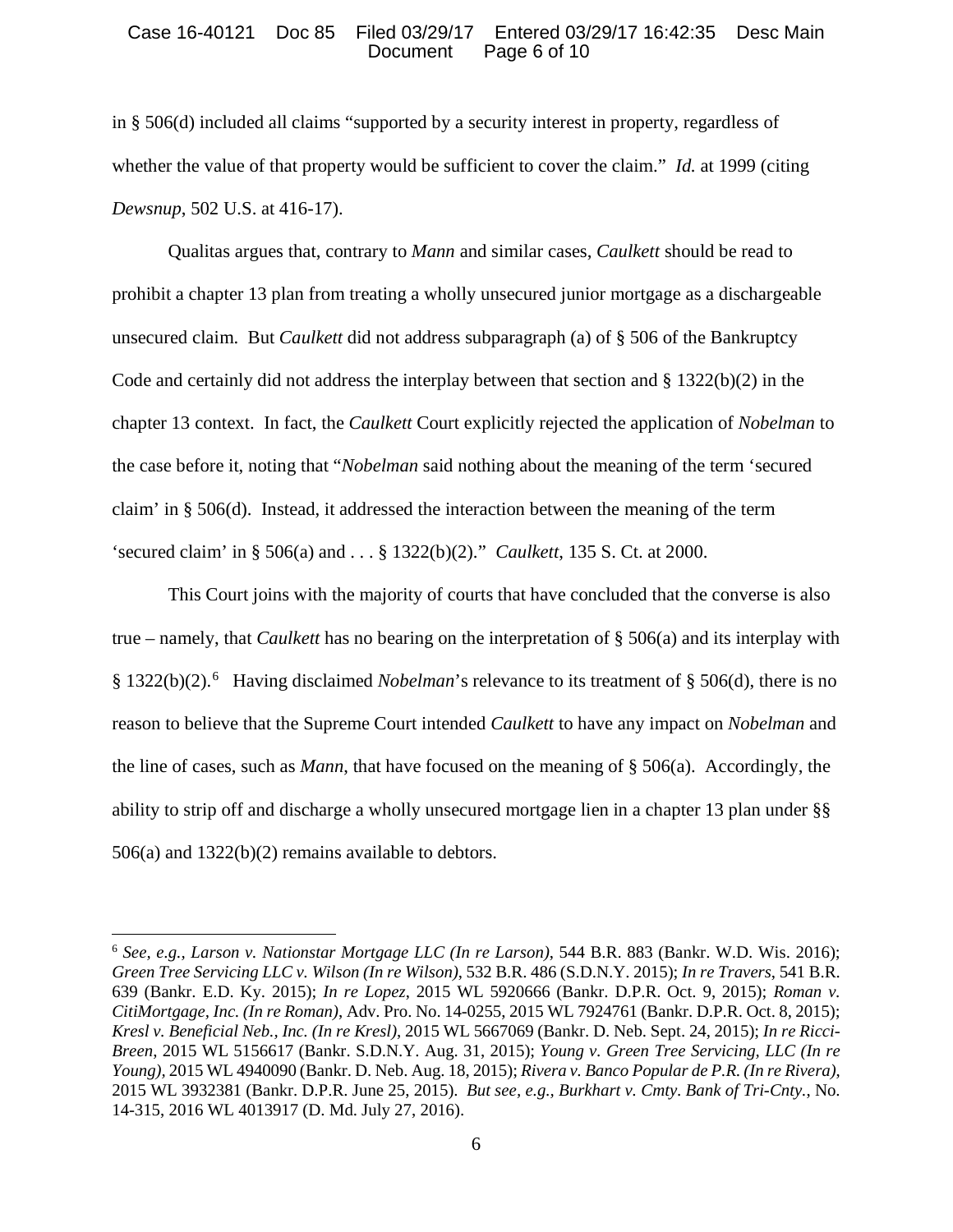in § 506(d) included all claims "supported by a security interest in property, regardless of whether the value of that property would be sufficient to cover the claim." *Id.* at 1999 (citing *Dewsnup*, 502 U.S. at 416-17).

Qualitas argues that, contrary to *Mann* and similar cases, *Caulkett* should be read to prohibit a chapter 13 plan from treating a wholly unsecured junior mortgage as a dischargeable unsecured claim. But *Caulkett* did not address subparagraph (a) of § 506 of the Bankruptcy Code and certainly did not address the interplay between that section and § 1322(b)(2) in the chapter 13 context. In fact, the *Caulkett* Court explicitly rejected the application of *Nobelman* to the case before it, noting that "*Nobelman* said nothing about the meaning of the term 'secured claim' in § 506(d). Instead, it addressed the interaction between the meaning of the term 'secured claim' in § 506(a) and . . . § 1322(b)(2)." *Caulkett*, 135 S. Ct. at 2000.

This Court joins with the majority of courts that have concluded that the converse is also true – namely, that *Caulkett* has no bearing on the interpretation of § 506(a) and its interplay with § 1322(b)(2).[6] Having disclaimed *Nobelman*'s relevance to its treatment of § 506(d), there is no reason to believe that the Supreme Court intended *Caulkett* to have any impact on *Nobelman* and the line of cases, such as *Mann*, that have focused on the meaning of § 506(a). Accordingly, the ability to strip off and discharge a wholly unsecured mortgage lien in a chapter 13 plan under §§ 506(a) and 1322(b)(2) remains available to debtors.

---

[6] *See, e.g.*, *Larson v. Nationstar Mortgage LLC (In re Larson)*, 544 B.R. 883 (Bankr. W.D. Wis. 2016); *Green Tree Servicing LLC v. Wilson (In re Wilson)*, 532 B.R. 486 (S.D.N.Y. 2015); *In re Travers*, 541 B.R. 639 (Bankr. E.D. Ky. 2015); *In re Lopez*, 2015 WL 5920666 (Bankr. D.P.R. Oct. 9, 2015); *Roman v. CitiMortgage, Inc. (In re Roman)*, Adv. Pro. No. 14-0255, 2015 WL 7924761 (Bankr. D.P.R. Oct. 8, 2015); *Kresl v. Beneficial Neb., Inc. (In re Kresl)*, 2015 WL 5667069 (Bankr. D. Neb. Sept. 24, 2015); *In re Ricci-Breen*, 2015 WL 5156617 (Bankr. S.D.N.Y. Aug. 31, 2015); *Young v. Green Tree Servicing, LLC (In re Young)*, 2015 WL 4940090 (Bankr. D. Neb. Aug. 18, 2015); *Rivera v. Banco Popular de P.R. (In re Rivera)*, 2015 WL 3932381 (Bankr. D.P.R. June 25, 2015). *But see, e.g.*, *Burkhart v. Cmty. Bank of Tri-Cnty.*, No. 14-315, 2016 WL 4013917 (D. Md. July 27, 2016).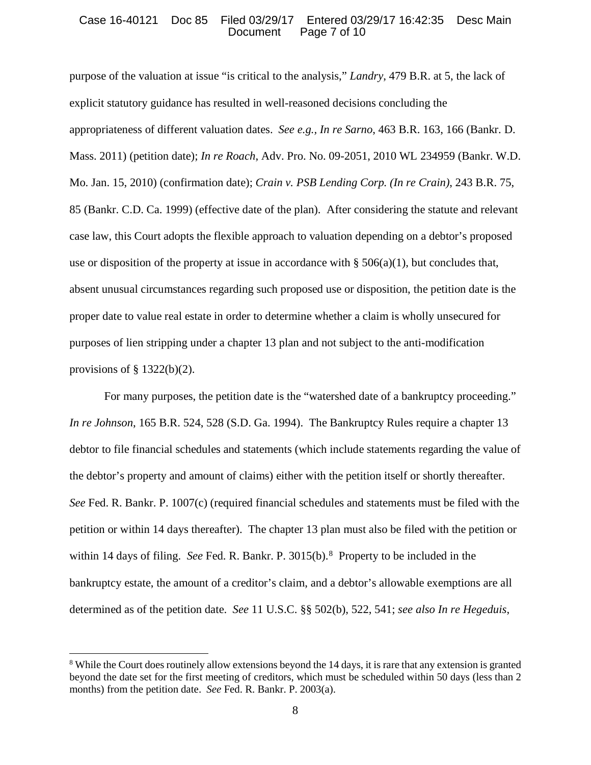purpose of the valuation at issue "is critical to the analysis," *Landry*, 479 B.R. at 5, the lack of explicit statutory guidance has resulted in well-reasoned decisions concluding the appropriateness of different valuation dates. *See e.g., In re Sarno*, 463 B.R. 163, 166 (Bankr. D. Mass. 2011) (petition date); *In re Roach*, Adv. Pro. No. 09-2051, 2010 WL 234959 (Bankr. W.D. Mo. Jan. 15, 2010) (confirmation date); *Crain v. PSB Lending Corp. (In re Crain)*, 243 B.R. 75, 85 (Bankr. C.D. Ca. 1999) (effective date of the plan). After considering the statute and relevant case law, this Court adopts the flexible approach to valuation depending on a debtor's proposed use or disposition of the property at issue in accordance with § 506(a)(1), but concludes that, absent unusual circumstances regarding such proposed use or disposition, the petition date is the proper date to value real estate in order to determine whether a claim is wholly unsecured for purposes of lien stripping under a chapter 13 plan and not subject to the anti-modification provisions of § 1322(b)(2).

For many purposes, the petition date is the "watershed date of a bankruptcy proceeding." *In re Johnson*, 165 B.R. 524, 528 (S.D. Ga. 1994). The Bankruptcy Rules require a chapter 13 debtor to file financial schedules and statements (which include statements regarding the value of the debtor's property and amount of claims) either with the petition itself or shortly thereafter. *See* Fed. R. Bankr. P. 1007(c) (required financial schedules and statements must be filed with the petition or within 14 days thereafter). The chapter 13 plan must also be filed with the petition or within 14 days of filing. *See* Fed. R. Bankr. P. 3015(b).[8] Property to be included in the bankruptcy estate, the amount of a creditor's claim, and a debtor's allowable exemptions are all determined as of the petition date. *See* 11 U.S.C. §§ 502(b), 522, 541; *see also In re Hegeduis*,

---

[8] While the Court does routinely allow extensions beyond the 14 days, it is rare that any extension is granted beyond the date set for the first meeting of creditors, which must be scheduled within 50 days (less than 2 months) from the petition date. *See* Fed. R. Bankr. P. 2003(a).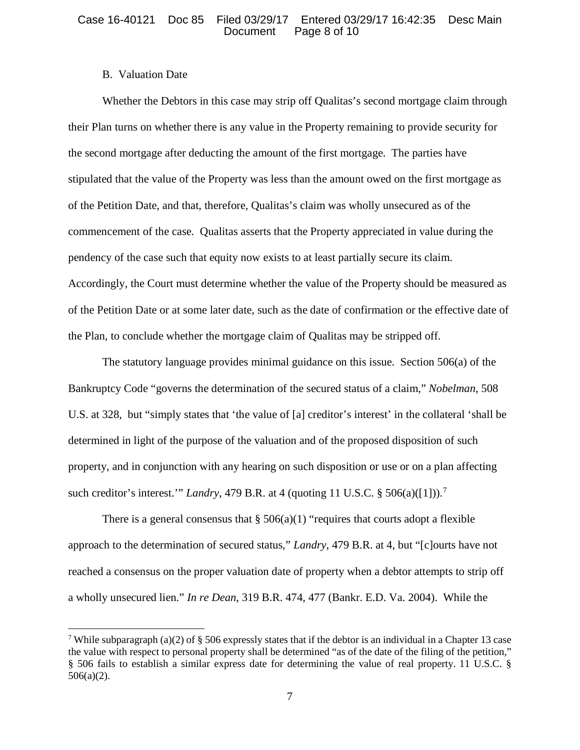B. Valuation Date

Whether the Debtors in this case may strip off Qualitas's second mortgage claim through their Plan turns on whether there is any value in the Property remaining to provide security for the second mortgage after deducting the amount of the first mortgage. The parties have stipulated that the value of the Property was less than the amount owed on the first mortgage as of the Petition Date, and that, therefore, Qualitas's claim was wholly unsecured as of the commencement of the case. Qualitas asserts that the Property appreciated in value during the pendency of the case such that equity now exists to at least partially secure its claim. Accordingly, the Court must determine whether the value of the Property should be measured as of the Petition Date or at some later date, such as the date of confirmation or the effective date of the Plan, to conclude whether the mortgage claim of Qualitas may be stripped off.

The statutory language provides minimal guidance on this issue. Section 506(a) of the Bankruptcy Code "governs the determination of the secured status of a claim," *Nobelman*, 508 U.S. at 328, but "simply states that 'the value of [a] creditor's interest' in the collateral 'shall be determined in light of the purpose of the valuation and of the proposed disposition of such property, and in conjunction with any hearing on such disposition or use or on a plan affecting such creditor's interest.'" *Landry*, 479 B.R. at 4 (quoting 11 U.S.C. § 506(a)([1])).[7]

There is a general consensus that § 506(a)(1) "requires that courts adopt a flexible approach to the determination of secured status," *Landry*, 479 B.R. at 4, but "[c]ourts have not reached a consensus on the proper valuation date of property when a debtor attempts to strip off a wholly unsecured lien." *In re Dean*, 319 B.R. 474, 477 (Bankr. E.D. Va. 2004). While the

[7] While subparagraph (a)(2) of § 506 expressly states that if the debtor is an individual in a Chapter 13 case the value with respect to personal property shall be determined "as of the date of the filing of the petition," § 506 fails to establish a similar express date for determining the value of real property. 11 U.S.C. § 506(a)(2).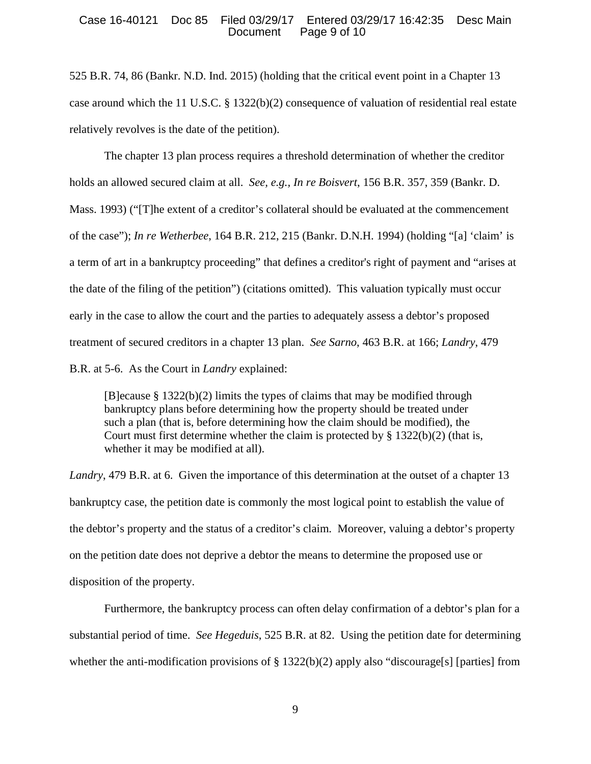525 B.R. 74, 86 (Bankr. N.D. Ind. 2015) (holding that the critical event point in a Chapter 13 case around which the 11 U.S.C. § 1322(b)(2) consequence of valuation of residential real estate relatively revolves is the date of the petition).

The chapter 13 plan process requires a threshold determination of whether the creditor holds an allowed secured claim at all. *See, e.g., In re Boisvert*, 156 B.R. 357, 359 (Bankr. D. Mass. 1993) ("[T]he extent of a creditor's collateral should be evaluated at the commencement of the case"); *In re Wetherbee*, 164 B.R. 212, 215 (Bankr. D.N.H. 1994) (holding "[a] 'claim' is a term of art in a bankruptcy proceeding" that defines a creditor's right of payment and "arises at the date of the filing of the petition") (citations omitted). This valuation typically must occur early in the case to allow the court and the parties to adequately assess a debtor's proposed treatment of secured creditors in a chapter 13 plan. *See Sarno*, 463 B.R. at 166; *Landry*, 479 B.R. at 5-6. As the Court in *Landry* explained:

> [B]ecause § 1322(b)(2) limits the types of claims that may be modified through bankruptcy plans before determining how the property should be treated under such a plan (that is, before determining how the claim should be modified), the Court must first determine whether the claim is protected by § 1322(b)(2) (that is, whether it may be modified at all).

*Landry*, 479 B.R. at 6. Given the importance of this determination at the outset of a chapter 13 bankruptcy case, the petition date is commonly the most logical point to establish the value of the debtor's property and the status of a creditor's claim. Moreover, valuing a debtor's property on the petition date does not deprive a debtor the means to determine the proposed use or disposition of the property.

Furthermore, the bankruptcy process can often delay confirmation of a debtor's plan for a substantial period of time. *See Hegeduis*, 525 B.R. at 82. Using the petition date for determining whether the anti-modification provisions of § 1322(b)(2) apply also "discourage[s] [parties] from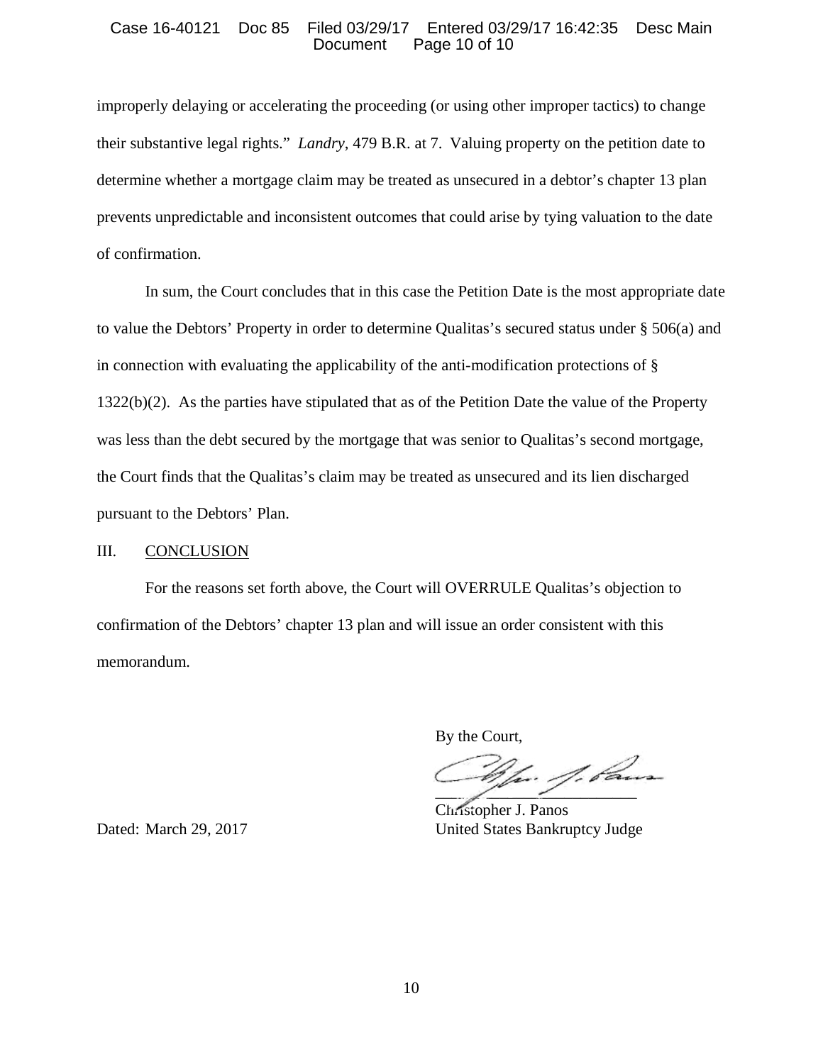improperly delaying or accelerating the proceeding (or using other improper tactics) to change their substantive legal rights." *Landry*, 479 B.R. at 7. Valuing property on the petition date to determine whether a mortgage claim may be treated as unsecured in a debtor's chapter 13 plan prevents unpredictable and inconsistent outcomes that could arise by tying valuation to the date of confirmation.

In sum, the Court concludes that in this case the Petition Date is the most appropriate date to value the Debtors' Property in order to determine Qualitas's secured status under § 506(a) and in connection with evaluating the applicability of the anti-modification protections of § 1322(b)(2). As the parties have stipulated that as of the Petition Date the value of the Property was less than the debt secured by the mortgage that was senior to Qualitas's second mortgage, the Court finds that the Qualitas's claim may be treated as unsecured and its lien discharged pursuant to the Debtors' Plan.

## III. CONCLUSION

For the reasons set forth above, the Court will OVERRULE Qualitas's objection to confirmation of the Debtors' chapter 13 plan and will issue an order consistent with this memorandum.

By the Court,

Christopher J. Panos
United States Bankruptcy Judge

Dated: March 29, 2017